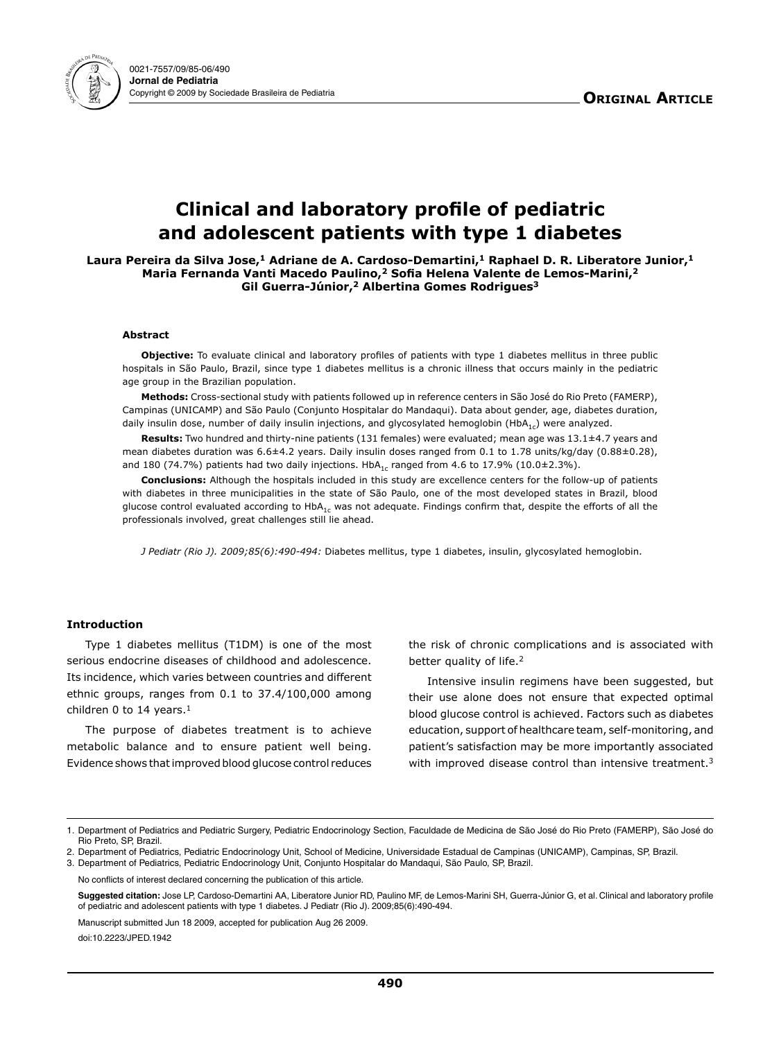**Original Article**

# Clinical and laboratory profile of pediatric and adolescent patients with type 1 diabetes

**Laura Pereira da Silva Jose,[1] Adriane de A. Cardoso-Demartini,[1] Raphael D. R. Liberatore Junior,[1] Maria Fernanda Vanti Macedo Paulino,[2] Sofia Helena Valente de Lemos-Marini,[2] Gil Guerra-Júnior,[2] Albertina Gomes Rodrigues[3]**

### Abstract

**Objective:** To evaluate clinical and laboratory profiles of patients with type 1 diabetes mellitus in three public hospitals in São Paulo, Brazil, since type 1 diabetes mellitus is a chronic illness that occurs mainly in the pediatric age group in the Brazilian population.

**Methods:** Cross-sectional study with patients followed up in reference centers in São José do Rio Preto (FAMERP), Campinas (UNICAMP) and São Paulo (Conjunto Hospitalar do Mandaqui). Data about gender, age, diabetes duration, daily insulin dose, number of daily insulin injections, and glycosylated hemoglobin ($HbA_{1c}$) were analyzed.

**Results:** Two hundred and thirty-nine patients (131 females) were evaluated; mean age was 13.1±4.7 years and mean diabetes duration was 6.6±4.2 years. Daily insulin doses ranged from 0.1 to 1.78 units/kg/day (0.88±0.28), and 180 (74.7%) patients had two daily injections. $HbA_{1c}$ ranged from 4.6 to 17.9% (10.0±2.3%).

**Conclusions:** Although the hospitals included in this study are excellence centers for the follow-up of patients with diabetes in three municipalities in the state of São Paulo, one of the most developed states in Brazil, blood glucose control evaluated according to $HbA_{1c}$ was not adequate. Findings confirm that, despite the efforts of all the professionals involved, great challenges still lie ahead.

*J Pediatr (Rio J). 2009;85(6):490-494:* Diabetes mellitus, type 1 diabetes, insulin, glycosylated hemoglobin.

## Introduction

Type 1 diabetes mellitus (T1DM) is one of the most serious endocrine diseases of childhood and adolescence. Its incidence, which varies between countries and different ethnic groups, ranges from 0.1 to 37.4/100,000 among children 0 to 14 years.[1]

The purpose of diabetes treatment is to achieve metabolic balance and to ensure patient well being. Evidence shows that improved blood glucose control reduces the risk of chronic complications and is associated with better quality of life.[2]

Intensive insulin regimens have been suggested, but their use alone does not ensure that expected optimal blood glucose control is achieved. Factors such as diabetes education, support of healthcare team, self-monitoring, and patient's satisfaction may be more importantly associated with improved disease control than intensive treatment.[3]

---

1. Department of Pediatrics and Pediatric Surgery, Pediatric Endocrinology Section, Faculdade de Medicina de São José do Rio Preto (FAMERP), São José do Rio Preto, SP, Brazil.
2. Department of Pediatrics, Pediatric Endocrinology Unit, School of Medicine, Universidade Estadual de Campinas (UNICAMP), Campinas, SP, Brazil.
3. Department of Pediatrics, Pediatric Endocrinology Unit, Conjunto Hospitalar do Mandaqui, São Paulo, SP, Brazil.

No conflicts of interest declared concerning the publication of this article.

**Suggested citation:** Jose LP, Cardoso-Demartini AA, Liberatore Junior RD, Paulino MF, de Lemos-Marini SH, Guerra-Júnior G, et al. Clinical and laboratory profile of pediatric and adolescent patients with type 1 diabetes. J Pediatr (Rio J). 2009;85(6):490-494.

Manuscript submitted Jun 18 2009, accepted for publication Aug 26 2009.

doi:10.2223/JPED.1942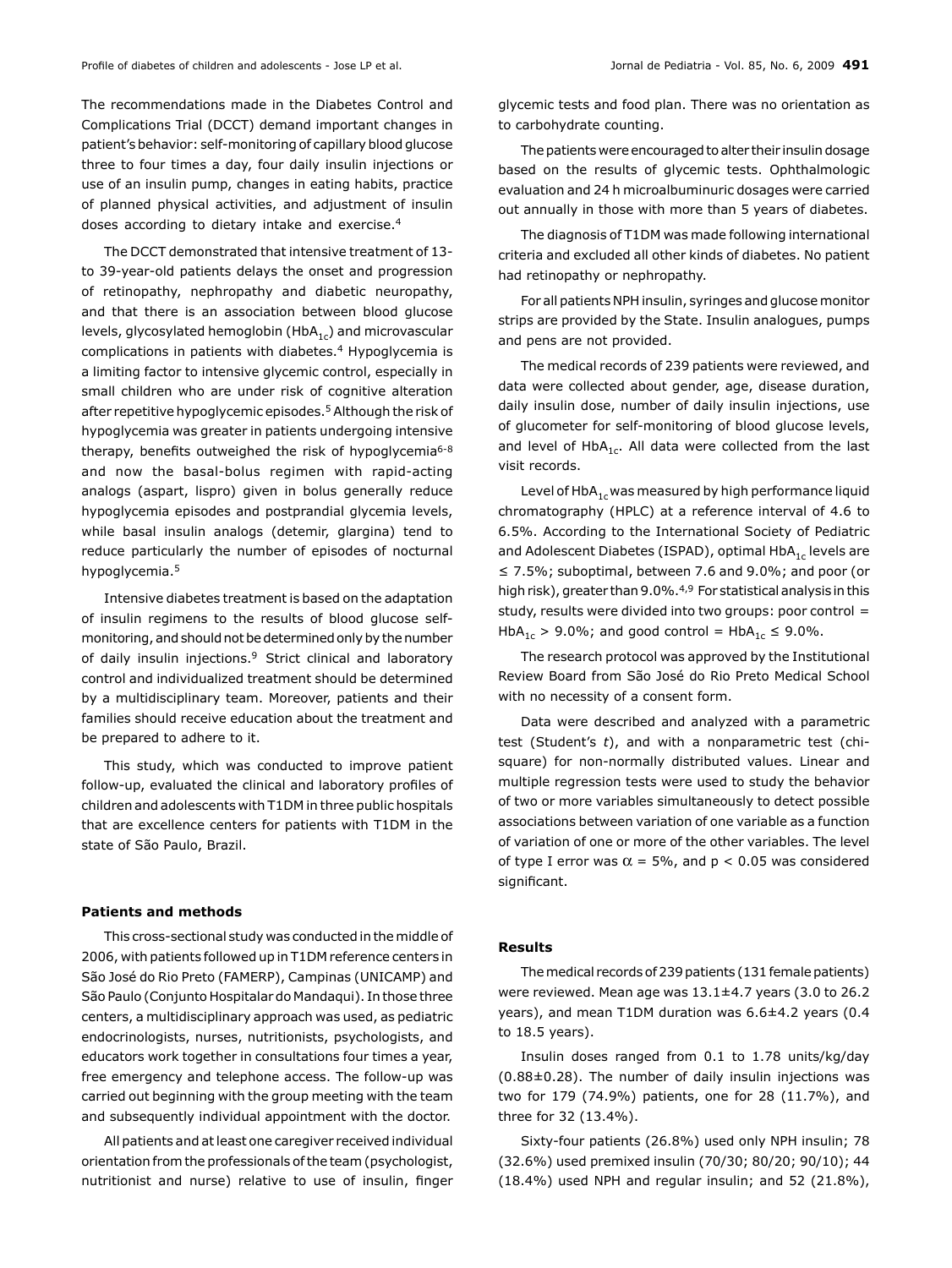The recommendations made in the Diabetes Control and Complications Trial (DCCT) demand important changes in patient's behavior: self-monitoring of capillary blood glucose three to four times a day, four daily insulin injections or use of an insulin pump, changes in eating habits, practice of planned physical activities, and adjustment of insulin doses according to dietary intake and exercise.[4]

The DCCT demonstrated that intensive treatment of 13- to 39-year-old patients delays the onset and progression of retinopathy, nephropathy and diabetic neuropathy, and that there is an association between blood glucose levels, glycosylated hemoglobin ($HbA_{1c}$) and microvascular complications in patients with diabetes.[4] Hypoglycemia is a limiting factor to intensive glycemic control, especially in small children who are under risk of cognitive alteration after repetitive hypoglycemic episodes.[5] Although the risk of hypoglycemia was greater in patients undergoing intensive therapy, benefits outweighed the risk of hypoglycemia[6-8] and now the basal-bolus regimen with rapid-acting analogs (aspart, lispro) given in bolus generally reduce hypoglycemia episodes and postprandial glycemia levels, while basal insulin analogs (detemir, glargina) tend to reduce particularly the number of episodes of nocturnal hypoglycemia.[5]

Intensive diabetes treatment is based on the adaptation of insulin regimens to the results of blood glucose self-monitoring, and should not be determined only by the number of daily insulin injections.[9] Strict clinical and laboratory control and individualized treatment should be determined by a multidisciplinary team. Moreover, patients and their families should receive education about the treatment and be prepared to adhere to it.

This study, which was conducted to improve patient follow-up, evaluated the clinical and laboratory profiles of children and adolescents with T1DM in three public hospitals that are excellence centers for patients with T1DM in the state of São Paulo, Brazil.

## Patients and methods

This cross-sectional study was conducted in the middle of 2006, with patients followed up in T1DM reference centers in São José do Rio Preto (FAMERP), Campinas (UNICAMP) and São Paulo (Conjunto Hospitalar do Mandaqui). In those three centers, a multidisciplinary approach was used, as pediatric endocrinologists, nurses, nutritionists, psychologists, and educators work together in consultations four times a year, free emergency and telephone access. The follow-up was carried out beginning with the group meeting with the team and subsequently individual appointment with the doctor.

All patients and at least one caregiver received individual orientation from the professionals of the team (psychologist, nutritionist and nurse) relative to use of insulin, finger glycemic tests and food plan. There was no orientation as to carbohydrate counting.

The patients were encouraged to alter their insulin dosage based on the results of glycemic tests. Ophthalmologic evaluation and 24 h microalbuminuric dosages were carried out annually in those with more than 5 years of diabetes.

The diagnosis of T1DM was made following international criteria and excluded all other kinds of diabetes. No patient had retinopathy or nephropathy.

For all patients NPH insulin, syringes and glucose monitor strips are provided by the State. Insulin analogues, pumps and pens are not provided.

The medical records of 239 patients were reviewed, and data were collected about gender, age, disease duration, daily insulin dose, number of daily insulin injections, use of glucometer for self-monitoring of blood glucose levels, and level of $HbA_{1c}$. All data were collected from the last visit records.

Level of $HbA_{1c}$ was measured by high performance liquid chromatography (HPLC) at a reference interval of 4.6 to 6.5%. According to the International Society of Pediatric and Adolescent Diabetes (ISPAD), optimal $HbA_{1c}$ levels are ≤ 7.5%; suboptimal, between 7.6 and 9.0%; and poor (or high risk), greater than 9.0%.[4,9] For statistical analysis in this study, results were divided into two groups: poor control = $HbA_{1c}$ > 9.0%; and good control = $HbA_{1c}$ ≤ 9.0%.

The research protocol was approved by the Institutional Review Board from São José do Rio Preto Medical School with no necessity of a consent form.

Data were described and analyzed with a parametric test (Student's *t*), and with a nonparametric test (chi-square) for non-normally distributed values. Linear and multiple regression tests were used to study the behavior of two or more variables simultaneously to detect possible associations between variation of one variable as a function of variation of one or more of the other variables. The level of type I error was $\alpha = 5\%$, and $p < 0.05$ was considered significant.

## Results

The medical records of 239 patients (131 female patients) were reviewed. Mean age was 13.1±4.7 years (3.0 to 26.2 years), and mean T1DM duration was 6.6±4.2 years (0.4 to 18.5 years).

Insulin doses ranged from 0.1 to 1.78 units/kg/day (0.88±0.28). The number of daily insulin injections was two for 179 (74.9%) patients, one for 28 (11.7%), and three for 32 (13.4%).

Sixty-four patients (26.8%) used only NPH insulin; 78 (32.6%) used premixed insulin (70/30; 80/20; 90/10); 44 (18.4%) used NPH and regular insulin; and 52 (21.8%),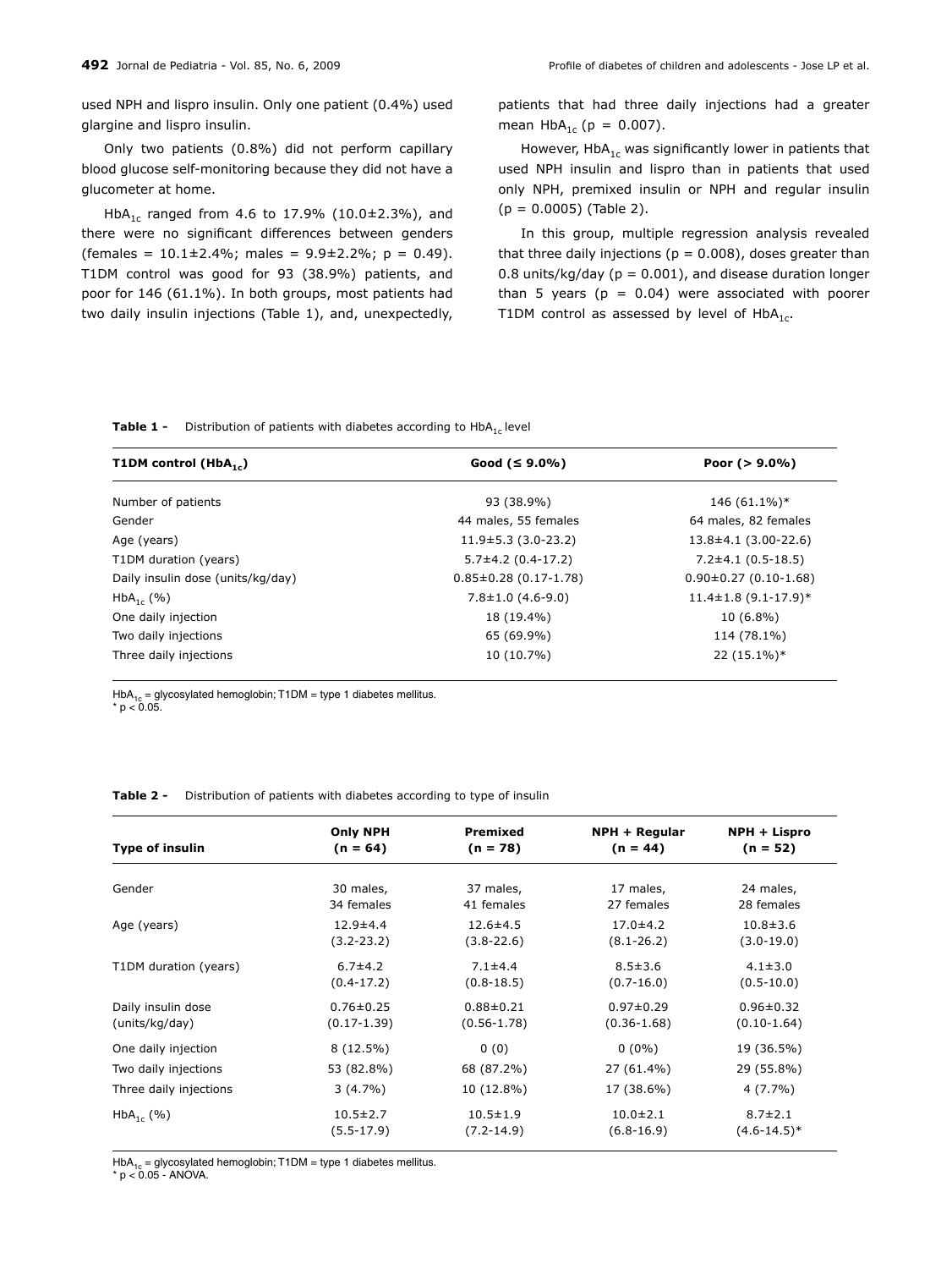used NPH and lispro insulin. Only one patient (0.4%) used glargine and lispro insulin.

Only two patients (0.8%) did not perform capillary blood glucose self-monitoring because they did not have a glucometer at home.

$HbA_{1c}$ ranged from 4.6 to 17.9% (10.0±2.3%), and there were no significant differences between genders (females = 10.1±2.4%; males = 9.9±2.2%; $p = 0.49$). T1DM control was good for 93 (38.9%) patients, and poor for 146 (61.1%). In both groups, most patients had two daily insulin injections (Table 1), and, unexpectedly, patients that had three daily injections had a greater mean $HbA_{1c}$ ($p = 0.007$).

However, $HbA_{1c}$ was significantly lower in patients that used NPH insulin and lispro than in patients that used only NPH, premixed insulin or NPH and regular insulin ($p = 0.0005$) (Table 2).

In this group, multiple regression analysis revealed that three daily injections ($p = 0.008$), doses greater than 0.8 units/kg/day ($p = 0.001$), and disease duration longer than 5 years ($p = 0.04$) were associated with poorer T1DM control as assessed by level of $HbA_{1c}$.

**Table 1 -** Distribution of patients with diabetes according to $HbA_{1c}$ level

| T1DM control ($HbA_{1c}$) | Good (≤ 9.0%) | Poor (> 9.0%) |
|---|---|---|
| Number of patients | 93 (38.9%) | 146 (61.1%)* |
| Gender | 44 males, 55 females | 64 males, 82 females |
| Age (years) | 11.9±5.3 (3.0-23.2) | 13.8±4.1 (3.00-22.6) |
| T1DM duration (years) | 5.7±4.2 (0.4-17.2) | 7.2±4.1 (0.5-18.5) |
| Daily insulin dose (units/kg/day) | 0.85±0.28 (0.17-1.78) | 0.90±0.27 (0.10-1.68) |
| $HbA_{1c}$ (%) | 7.8±1.0 (4.6-9.0) | 11.4±1.8 (9.1-17.9)* |
| One daily injection | 18 (19.4%) | 10 (6.8%) |
| Two daily injections | 65 (69.9%) | 114 (78.1%) |
| Three daily injections | 10 (10.7%) | 22 (15.1%)* |

$HbA_{1c}$ = glycosylated hemoglobin; T1DM = type 1 diabetes mellitus.
* $p < 0.05$.

**Table 2 -** Distribution of patients with diabetes according to type of insulin

| Type of insulin | Only NPH (n = 64) | Premixed (n = 78) | NPH + Regular (n = 44) | NPH + Lispro (n = 52) |
|---|---|---|---|---|
| Gender | 30 males, 34 females | 37 males, 41 females | 17 males, 27 females | 24 males, 28 females |
| Age (years) | 12.9±4.4 (3.2-23.2) | 12.6±4.5 (3.8-22.6) | 17.0±4.2 (8.1-26.2) | 10.8±3.6 (3.0-19.0) |
| T1DM duration (years) | 6.7±4.2 (0.4-17.2) | 7.1±4.4 (0.8-18.5) | 8.5±3.6 (0.7-16.0) | 4.1±3.0 (0.5-10.0) |
| Daily insulin dose (units/kg/day) | 0.76±0.25 (0.17-1.39) | 0.88±0.21 (0.56-1.78) | 0.97±0.29 (0.36-1.68) | 0.96±0.32 (0.10-1.64) |
| One daily injection | 8 (12.5%) | 0 (0) | 0 (0%) | 19 (36.5%) |
| Two daily injections | 53 (82.8%) | 68 (87.2%) | 27 (61.4%) | 29 (55.8%) |
| Three daily injections | 3 (4.7%) | 10 (12.8%) | 17 (38.6%) | 4 (7.7%) |
| $HbA_{1c}$ (%) | 10.5±2.7 (5.5-17.9) | 10.5±1.9 (7.2-14.9) | 10.0±2.1 (6.8-16.9) | 8.7±2.1 (4.6-14.5)* |

$HbA_{1c}$ = glycosylated hemoglobin; T1DM = type 1 diabetes mellitus.
* $p < 0.05$ - ANOVA.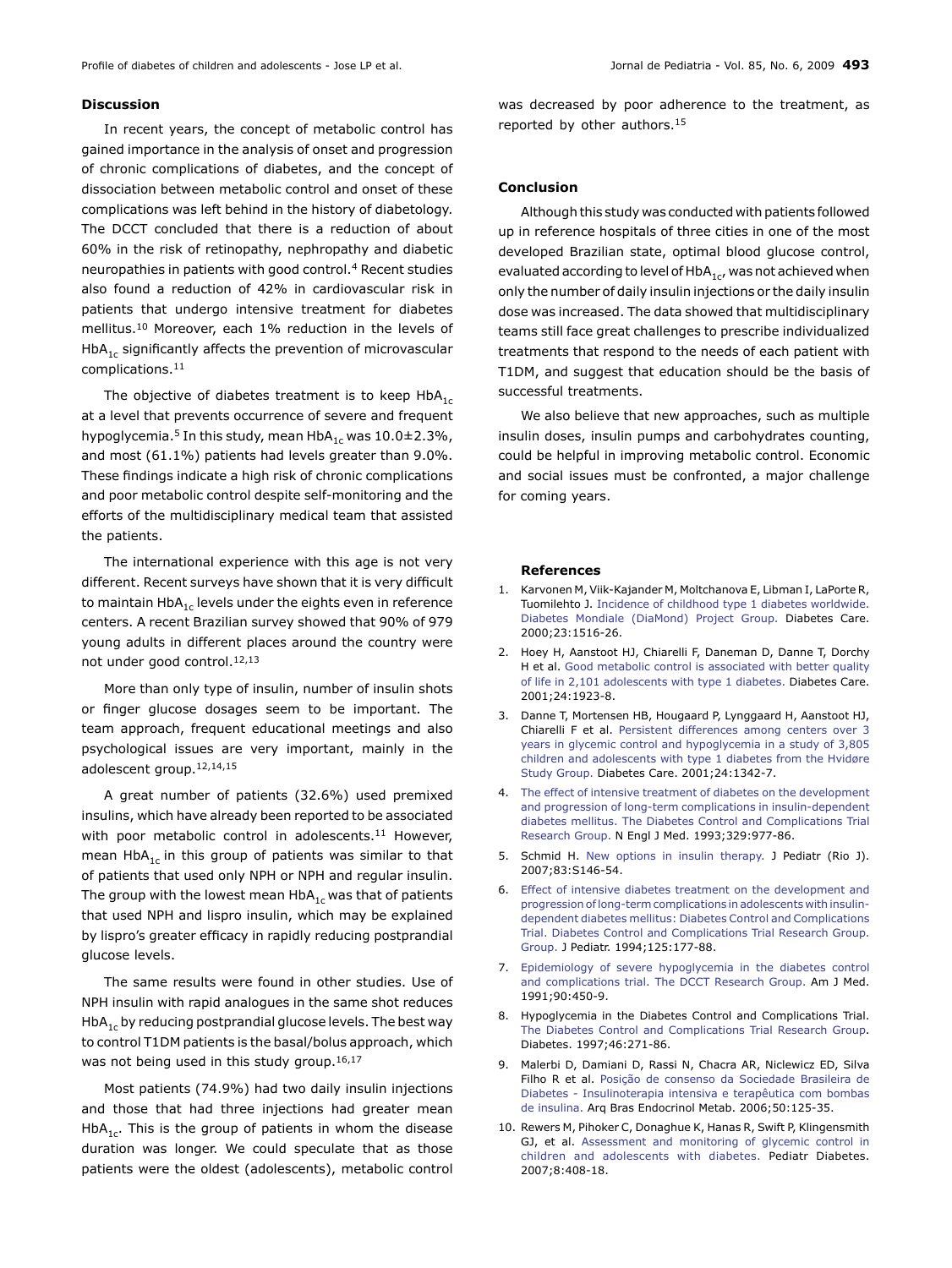## Discussion

In recent years, the concept of metabolic control has gained importance in the analysis of onset and progression of chronic complications of diabetes, and the concept of dissociation between metabolic control and onset of these complications was left behind in the history of diabetology. The DCCT concluded that there is a reduction of about 60% in the risk of retinopathy, nephropathy and diabetic neuropathies in patients with good control.[4] Recent studies also found a reduction of 42% in cardiovascular risk in patients that undergo intensive treatment for diabetes mellitus.[10] Moreover, each 1% reduction in the levels of $HbA_{1c}$ significantly affects the prevention of microvascular complications.[11]

The objective of diabetes treatment is to keep $HbA_{1c}$ at a level that prevents occurrence of severe and frequent hypoglycemia.[5] In this study, mean $HbA_{1c}$ was 10.0±2.3%, and most (61.1%) patients had levels greater than 9.0%. These findings indicate a high risk of chronic complications and poor metabolic control despite self-monitoring and the efforts of the multidisciplinary medical team that assisted the patients.

The international experience with this age is not very different. Recent surveys have shown that it is very difficult to maintain $HbA_{1c}$ levels under the eights even in reference centers. A recent Brazilian survey showed that 90% of 979 young adults in different places around the country were not under good control.[12,13]

More than only type of insulin, number of insulin shots or finger glucose dosages seem to be important. The team approach, frequent educational meetings and also psychological issues are very important, mainly in the adolescent group.[12,14,15]

A great number of patients (32.6%) used premixed insulins, which have already been reported to be associated with poor metabolic control in adolescents.[11] However, mean $HbA_{1c}$ in this group of patients was similar to that of patients that used only NPH or NPH and regular insulin. The group with the lowest mean $HbA_{1c}$ was that of patients that used NPH and lispro insulin, which may be explained by lispro's greater efficacy in rapidly reducing postprandial glucose levels.

The same results were found in other studies. Use of NPH insulin with rapid analogues in the same shot reduces $HbA_{1c}$ by reducing postprandial glucose levels. The best way to control T1DM patients is the basal/bolus approach, which was not being used in this study group.[16,17]

Most patients (74.9%) had two daily insulin injections and those that had three injections had greater mean $HbA_{1c}$. This is the group of patients in whom the disease duration was longer. We could speculate that as those patients were the oldest (adolescents), metabolic control was decreased by poor adherence to the treatment, as reported by other authors.[15]

## Conclusion

Although this study was conducted with patients followed up in reference hospitals of three cities in one of the most developed Brazilian state, optimal blood glucose control, evaluated according to level of $HbA_{1c}$, was not achieved when only the number of daily insulin injections or the daily insulin dose was increased. The data showed that multidisciplinary teams still face great challenges to prescribe individualized treatments that respond to the needs of each patient with T1DM, and suggest that education should be the basis of successful treatments.

We also believe that new approaches, such as multiple insulin doses, insulin pumps and carbohydrates counting, could be helpful in improving metabolic control. Economic and social issues must be confronted, a major challenge for coming years.

## References

1. Karvonen M, Viik-Kajander M, Moltchanova E, Libman I, LaPorte R, Tuomilehto J. Incidence of childhood type 1 diabetes worldwide. Diabetes Mondiale (DiaMond) Project Group. Diabetes Care. 2000;23:1516-26.
2. Hoey H, Aanstoot HJ, Chiarelli F, Daneman D, Danne T, Dorchy H et al. Good metabolic control is associated with better quality of life in 2,101 adolescents with type 1 diabetes. Diabetes Care. 2001;24:1923-8.
3. Danne T, Mortensen HB, Hougaard P, Lynggaard H, Aanstoot HJ, Chiarelli F et al. Persistent differences among centers over 3 years in glycemic control and hypoglycemia in a study of 3,805 children and adolescents with type 1 diabetes from the Hvidøre Study Group. Diabetes Care. 2001;24:1342-7.
4. The effect of intensive treatment of diabetes on the development and progression of long-term complications in insulin-dependent diabetes mellitus. The Diabetes Control and Complications Trial Research Group. N Engl J Med. 1993;329:977-86.
5. Schmid H. New options in insulin therapy. J Pediatr (Rio J). 2007;83:S146-54.
6. Effect of intensive diabetes treatment on the development and progression of long-term complications in adolescents with insulin-dependent diabetes mellitus: Diabetes Control and Complications Trial. Diabetes Control and Complications Trial Research Group. Group. J Pediatr. 1994;125:177-88.
7. Epidemiology of severe hypoglycemia in the diabetes control and complications trial. The DCCT Research Group. Am J Med. 1991;90:450-9.
8. Hypoglycemia in the Diabetes Control and Complications Trial. The Diabetes Control and Complications Trial Research Group. Diabetes. 1997;46:271-86.
9. Malerbi D, Damiani D, Rassi N, Chacra AR, Niclewicz ED, Silva Filho R et al. Posição de consenso da Sociedade Brasileira de Diabetes - Insulinoterapia intensiva e terapêutica com bombas de insulina. Arq Bras Endocrinol Metab. 2006;50:125-35.
10. Rewers M, Pihoker C, Donaghue K, Hanas R, Swift P, Klingensmith GJ, et al. Assessment and monitoring of glycemic control in children and adolescents with diabetes. Pediatr Diabetes. 2007;8:408-18.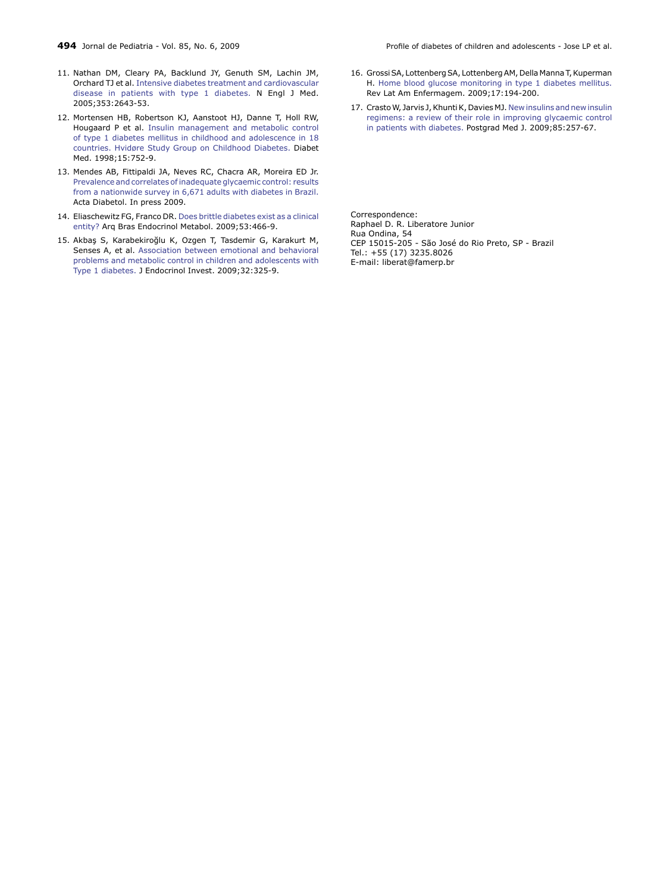11. Nathan DM, Cleary PA, Backlund JY, Genuth SM, Lachin JM, Orchard TJ et al. Intensive diabetes treatment and cardiovascular disease in patients with type 1 diabetes. N Engl J Med. 2005;353:2643-53.

12. Mortensen HB, Robertson KJ, Aanstoot HJ, Danne T, Holl RW, Hougaard P et al. Insulin management and metabolic control of type 1 diabetes mellitus in childhood and adolescence in 18 countries. Hvidøre Study Group on Childhood Diabetes. Diabet Med. 1998;15:752-9.

13. Mendes AB, Fittipaldi JA, Neves RC, Chacra AR, Moreira ED Jr. Prevalence and correlates of inadequate glycaemic control: results from a nationwide survey in 6,671 adults with diabetes in Brazil. Acta Diabetol. In press 2009.

14. Eliaschewitz FG, Franco DR. Does brittle diabetes exist as a clinical entity? Arq Bras Endocrinol Metabol. 2009;53:466-9.

15. Akbaş S, Karabekiroğlu K, Ozgen T, Tasdemir G, Karakurt M, Senses A, et al. Association between emotional and behavioral problems and metabolic control in children and adolescents with Type 1 diabetes. J Endocrinol Invest. 2009;32:325-9.

16. Grossi SA, Lottenberg SA, Lottenberg AM, Della Manna T, Kuperman H. Home blood glucose monitoring in type 1 diabetes mellitus. Rev Lat Am Enfermagem. 2009;17:194-200.

17. Crasto W, Jarvis J, Khunti K, Davies MJ. New insulins and new insulin regimens: a review of their role in improving glycaemic control in patients with diabetes. Postgrad Med J. 2009;85:257-67.

Correspondence:
Raphael D. R. Liberatore Junior
Rua Ondina, 54
CEP 15015-205 - São José do Rio Preto, SP - Brazil
Tel.: +55 (17) 3235.8026
E-mail: liberat@famerp.br